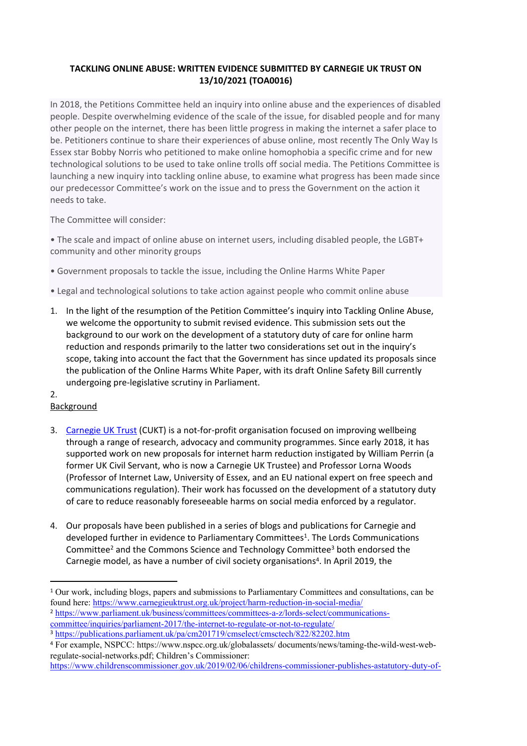**TACKLING ONLINE ABUSE: WRITTEN EVIDENCE SUBMITTED BY CARNEGIE UK TRUST ON 13/10/2021 (TOA0016)**

In 2018, the Petitions Committee held an inquiry into online abuse and the experiences of disabled people. Despite overwhelming evidence of the scale of the issue, for disabled people and for many other people on the internet, there has been little progress in making the internet a safer place to be. Petitioners continue to share their experiences of abuse online, most recently The Only Way Is Essex star Bobby Norris who petitioned to make online homophobia a specific crime and for new technological solutions to be used to take online trolls off social media. The Petitions Committee is launching a new inquiry into tackling online abuse, to examine what progress has been made since our predecessor Committee's work on the issue and to press the Government on the action it needs to take.

The Committee will consider:

- The scale and impact of online abuse on internet users, including disabled people, the LGBT+ community and other minority groups
- Government proposals to tackle the issue, including the Online Harms White Paper
- Legal and technological solutions to take action against people who commit online abuse

1. In the light of the resumption of the Petition Committee's inquiry into Tackling Online Abuse, we welcome the opportunity to submit revised evidence. This submission sets out the background to our work on the development of a statutory duty of care for online harm reduction and responds primarily to the latter two considerations set out in the inquiry's scope, taking into account the fact that the Government has since updated its proposals since the publication of the Online Harms White Paper, with its draft Online Safety Bill currently undergoing pre-legislative scrutiny in Parliament.

2.

## Background

3. Carnegie UK Trust (CUKT) is a not-for-profit organisation focused on improving wellbeing through a range of research, advocacy and community programmes. Since early 2018, it has supported work on new proposals for internet harm reduction instigated by William Perrin (a former UK Civil Servant, who is now a Carnegie UK Trustee) and Professor Lorna Woods (Professor of Internet Law, University of Essex, and an EU national expert on free speech and communications regulation). Their work has focussed on the development of a statutory duty of care to reduce reasonably foreseeable harms on social media enforced by a regulator.

4. Our proposals have been published in a series of blogs and publications for Carnegie and developed further in evidence to Parliamentary Committees[1]. The Lords Communications Committee[2] and the Commons Science and Technology Committee[3] both endorsed the Carnegie model, as have a number of civil society organisations[4]. In April 2019, the

---

[1] Our work, including blogs, papers and submissions to Parliamentary Committees and consultations, can be found here: https://www.carnegieuktrust.org.uk/project/harm-reduction-in-social-media/

[2] https://www.parliament.uk/business/committees/committees-a-z/lords-select/communications-committee/inquiries/parliament-2017/the-internet-to-regulate-or-not-to-regulate/

[3] https://publications.parliament.uk/pa/cm201719/cmselect/cmsctech/822/82202.htm

[4] For example, NSPCC: https://www.nspcc.org.uk/globalassets/ documents/news/taming-the-wild-west-web-regulate-social-networks.pdf; Children's Commissioner: https://www.childrenscommissioner.gov.uk/2019/02/06/childrens-commissioner-publishes-astatutory-duty-of-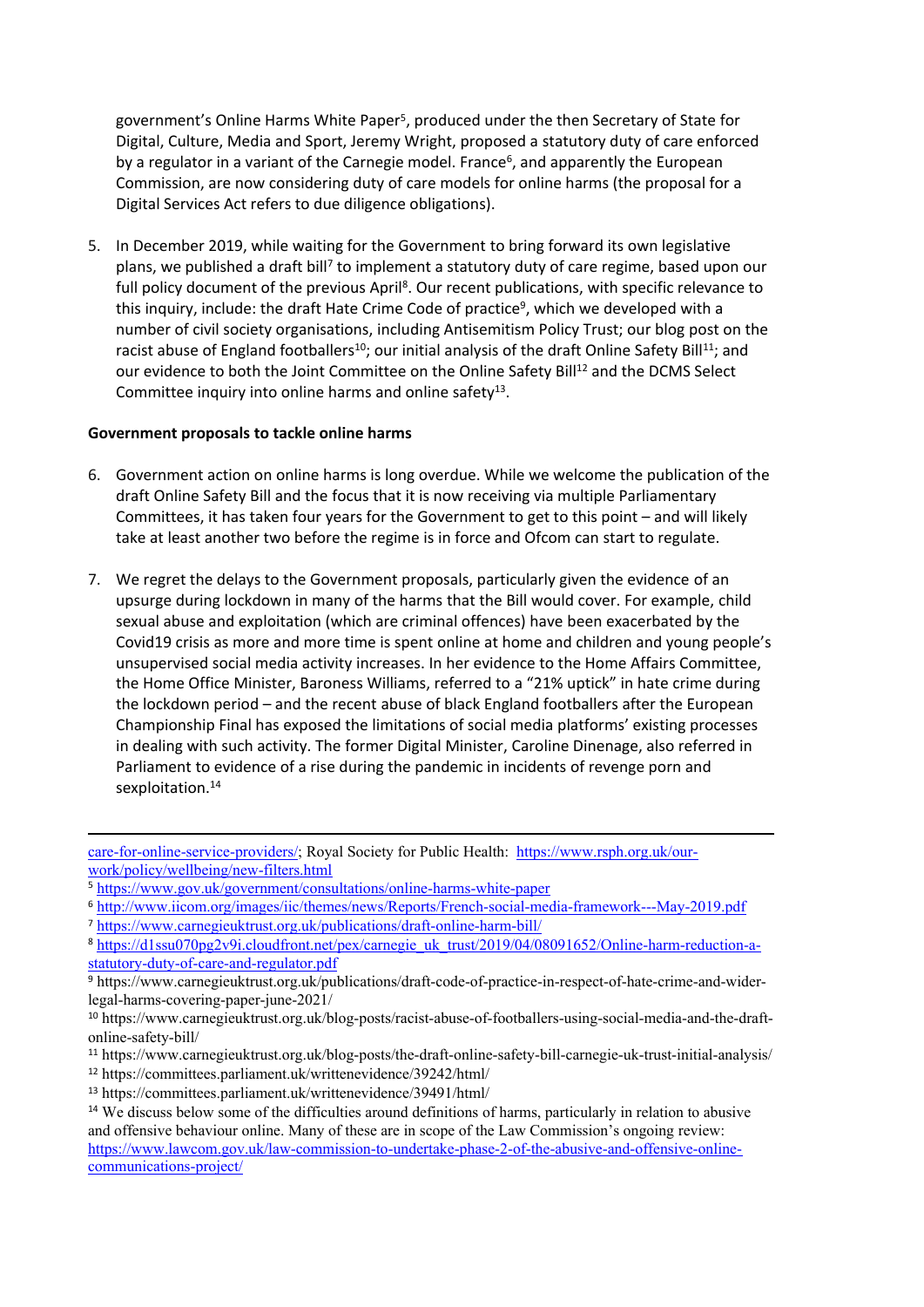government's Online Harms White Paper[5], produced under the then Secretary of State for Digital, Culture, Media and Sport, Jeremy Wright, proposed a statutory duty of care enforced by a regulator in a variant of the Carnegie model. France[6], and apparently the European Commission, are now considering duty of care models for online harms (the proposal for a Digital Services Act refers to due diligence obligations).

5. In December 2019, while waiting for the Government to bring forward its own legislative plans, we published a draft bill[7] to implement a statutory duty of care regime, based upon our full policy document of the previous April[8]. Our recent publications, with specific relevance to this inquiry, include: the draft Hate Crime Code of practice[9], which we developed with a number of civil society organisations, including Antisemitism Policy Trust; our blog post on the racist abuse of England footballers[10]; our initial analysis of the draft Online Safety Bill[11]; and our evidence to both the Joint Committee on the Online Safety Bill[12] and the DCMS Select Committee inquiry into online harms and online safety[13].

**Government proposals to tackle online harms**

6. Government action on online harms is long overdue. While we welcome the publication of the draft Online Safety Bill and the focus that it is now receiving via multiple Parliamentary Committees, it has taken four years for the Government to get to this point – and will likely take at least another two before the regime is in force and Ofcom can start to regulate.

7. We regret the delays to the Government proposals, particularly given the evidence of an upsurge during lockdown in many of the harms that the Bill would cover. For example, child sexual abuse and exploitation (which are criminal offences) have been exacerbated by the Covid19 crisis as more and more time is spent online at home and children and young people's unsupervised social media activity increases. In her evidence to the Home Affairs Committee, the Home Office Minister, Baroness Williams, referred to a "21% uptick" in hate crime during the lockdown period – and the recent abuse of black England footballers after the European Championship Final has exposed the limitations of social media platforms' existing processes in dealing with such activity. The former Digital Minister, Caroline Dinenage, also referred in Parliament to evidence of a rise during the pandemic in incidents of revenge porn and sexploitation.[14]

---

care-for-online-service-providers/; Royal Society for Public Health: https://www.rsph.org.uk/our-work/policy/wellbeing/new-filters.html

[5] https://www.gov.uk/government/consultations/online-harms-white-paper

[6] http://www.iicom.org/images/iic/themes/news/Reports/French-social-media-framework---May-2019.pdf

[7] https://www.carnegieuktrust.org.uk/publications/draft-online-harm-bill/

[8] https://d1ssu070pg2v9i.cloudfront.net/pex/carnegie_uk_trust/2019/04/08091652/Online-harm-reduction-a-statutory-duty-of-care-and-regulator.pdf

[9] https://www.carnegieuktrust.org.uk/publications/draft-code-of-practice-in-respect-of-hate-crime-and-wider-legal-harms-covering-paper-june-2021/

[10] https://www.carnegieuktrust.org.uk/blog-posts/racist-abuse-of-footballers-using-social-media-and-the-draft-online-safety-bill/

[11] https://www.carnegieuktrust.org.uk/blog-posts/the-draft-online-safety-bill-carnegie-uk-trust-initial-analysis/

[12] https://committees.parliament.uk/writtenevidence/39242/html/

[13] https://committees.parliament.uk/writtenevidence/39491/html/

[14] We discuss below some of the difficulties around definitions of harms, particularly in relation to abusive and offensive behaviour online. Many of these are in scope of the Law Commission's ongoing review: https://www.lawcom.gov.uk/law-commission-to-undertake-phase-2-of-the-abusive-and-offensive-online-communications-project/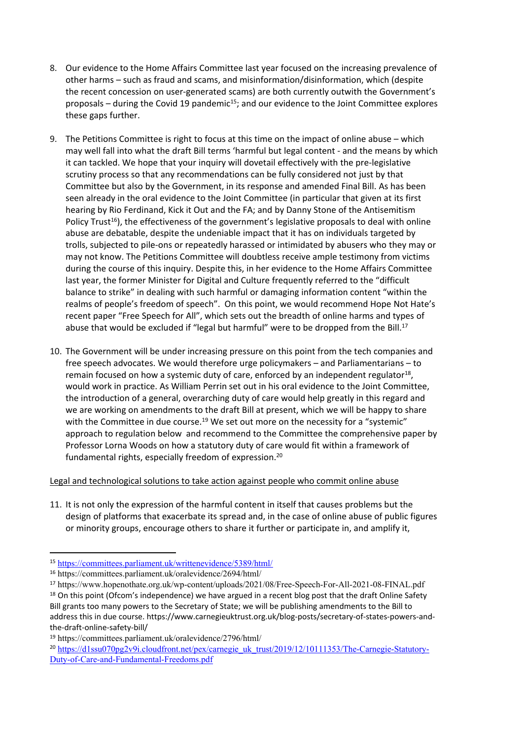8. Our evidence to the Home Affairs Committee last year focused on the increasing prevalence of other harms – such as fraud and scams, and misinformation/disinformation, which (despite the recent concession on user-generated scams) are both currently outwith the Government's proposals – during the Covid 19 pandemic[15]; and our evidence to the Joint Committee explores these gaps further.

9. The Petitions Committee is right to focus at this time on the impact of online abuse – which may well fall into what the draft Bill terms 'harmful but legal content - and the means by which it can tackled. We hope that your inquiry will dovetail effectively with the pre-legislative scrutiny process so that any recommendations can be fully considered not just by that Committee but also by the Government, in its response and amended Final Bill. As has been seen already in the oral evidence to the Joint Committee (in particular that given at its first hearing by Rio Ferdinand, Kick it Out and the FA; and by Danny Stone of the Antisemitism Policy Trust[16]), the effectiveness of the government's legislative proposals to deal with online abuse are debatable, despite the undeniable impact that it has on individuals targeted by trolls, subjected to pile-ons or repeatedly harassed or intimidated by abusers who they may or may not know. The Petitions Committee will doubtless receive ample testimony from victims during the course of this inquiry. Despite this, in her evidence to the Home Affairs Committee last year, the former Minister for Digital and Culture frequently referred to the "difficult balance to strike" in dealing with such harmful or damaging information content "within the realms of people's freedom of speech". On this point, we would recommend Hope Not Hate's recent paper "Free Speech for All", which sets out the breadth of online harms and types of abuse that would be excluded if "legal but harmful" were to be dropped from the Bill.[17]

10. The Government will be under increasing pressure on this point from the tech companies and free speech advocates. We would therefore urge policymakers – and Parliamentarians – to remain focused on how a systemic duty of care, enforced by an independent regulator[18], would work in practice. As William Perrin set out in his oral evidence to the Joint Committee, the introduction of a general, overarching duty of care would help greatly in this regard and we are working on amendments to the draft Bill at present, which we will be happy to share with the Committee in due course.[19] We set out more on the necessity for a "systemic" approach to regulation below and recommend to the Committee the comprehensive paper by Professor Lorna Woods on how a statutory duty of care would fit within a framework of fundamental rights, especially freedom of expression.[20]

<u>Legal and technological solutions to take action against people who commit online abuse</u>

11. It is not only the expression of the harmful content in itself that causes problems but the design of platforms that exacerbate its spread and, in the case of online abuse of public figures or minority groups, encourage others to share it further or participate in, and amplify it,

---

[15] https://committees.parliament.uk/writtenevidence/5389/html/

[16] https://committees.parliament.uk/oralevidence/2694/html/

[17] https://www.hopenothate.org.uk/wp-content/uploads/2021/08/Free-Speech-For-All-2021-08-FINAL.pdf

[18] On this point (Ofcom's independence) we have argued in a recent blog post that the draft Online Safety Bill grants too many powers to the Secretary of State; we will be publishing amendments to the Bill to address this in due course. https://www.carnegieuktrust.org.uk/blog-posts/secretary-of-states-powers-and-the-draft-online-safety-bill/

[19] https://committees.parliament.uk/oralevidence/2796/html/

[20] https://d1ssu070pg2v9i.cloudfront.net/pex/carnegie_uk_trust/2019/12/10111353/The-Carnegie-Statutory-Duty-of-Care-and-Fundamental-Freedoms.pdf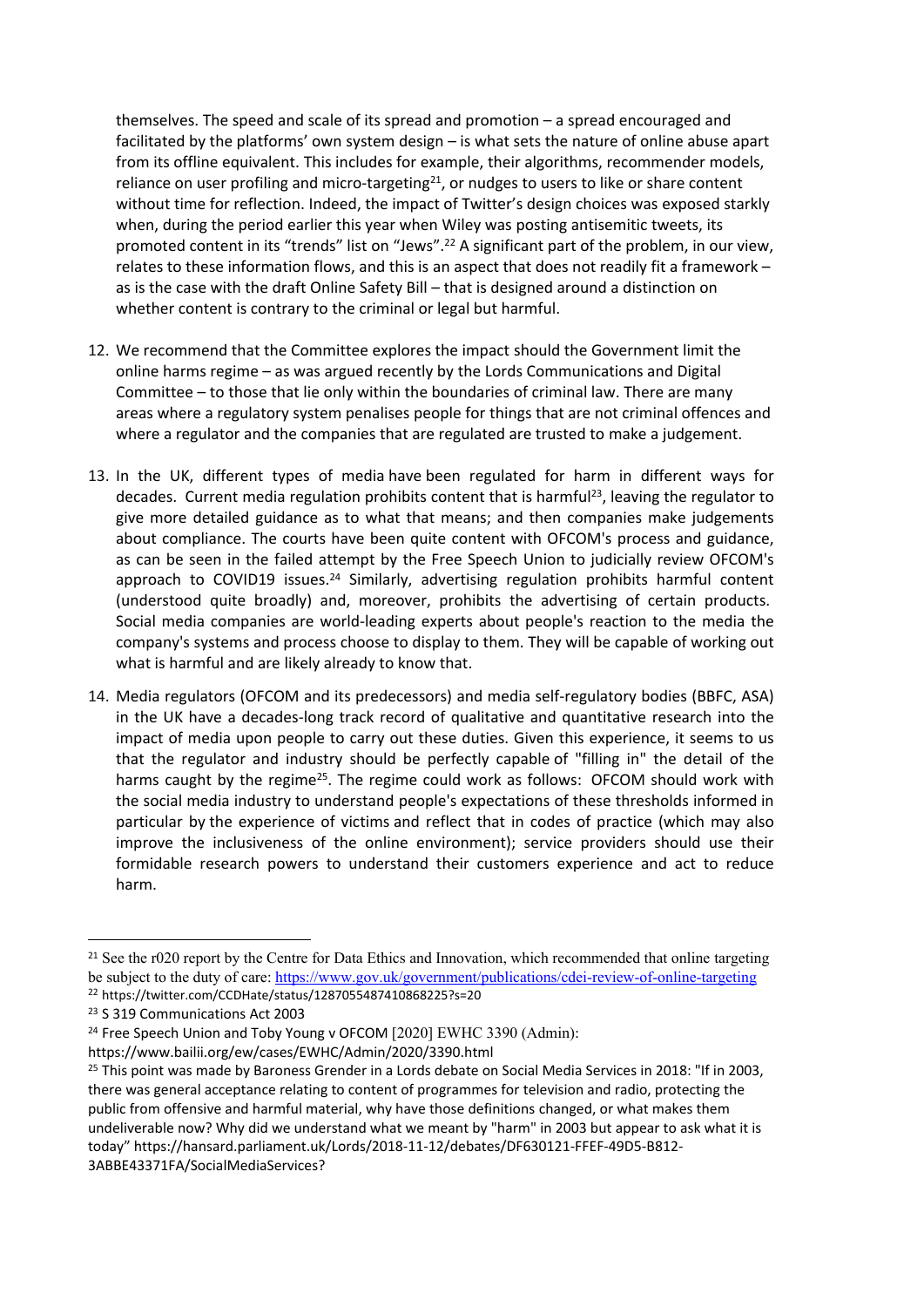themselves. The speed and scale of its spread and promotion – a spread encouraged and facilitated by the platforms' own system design – is what sets the nature of online abuse apart from its offline equivalent. This includes for example, their algorithms, recommender models, reliance on user profiling and micro-targeting[21], or nudges to users to like or share content without time for reflection. Indeed, the impact of Twitter's design choices was exposed starkly when, during the period earlier this year when Wiley was posting antisemitic tweets, its promoted content in its "trends" list on "Jews".[22] A significant part of the problem, in our view, relates to these information flows, and this is an aspect that does not readily fit a framework – as is the case with the draft Online Safety Bill – that is designed around a distinction on whether content is contrary to the criminal or legal but harmful.

12. We recommend that the Committee explores the impact should the Government limit the online harms regime – as was argued recently by the Lords Communications and Digital Committee – to those that lie only within the boundaries of criminal law. There are many areas where a regulatory system penalises people for things that are not criminal offences and where a regulator and the companies that are regulated are trusted to make a judgement.

13. In the UK, different types of media have been regulated for harm in different ways for decades. Current media regulation prohibits content that is harmful[23], leaving the regulator to give more detailed guidance as to what that means; and then companies make judgements about compliance. The courts have been quite content with OFCOM's process and guidance, as can be seen in the failed attempt by the Free Speech Union to judicially review OFCOM's approach to COVID19 issues.[24] Similarly, advertising regulation prohibits harmful content (understood quite broadly) and, moreover, prohibits the advertising of certain products. Social media companies are world-leading experts about people's reaction to the media the company's systems and process choose to display to them. They will be capable of working out what is harmful and are likely already to know that.

14. Media regulators (OFCOM and its predecessors) and media self-regulatory bodies (BBFC, ASA) in the UK have a decades-long track record of qualitative and quantitative research into the impact of media upon people to carry out these duties. Given this experience, it seems to us that the regulator and industry should be perfectly capable of "filling in" the detail of the harms caught by the regime[25]. The regime could work as follows: OFCOM should work with the social media industry to understand people's expectations of these thresholds informed in particular by the experience of victims and reflect that in codes of practice (which may also improve the inclusiveness of the online environment); service providers should use their formidable research powers to understand their customers experience and act to reduce harm.

---

[21] See the r020 report by the Centre for Data Ethics and Innovation, which recommended that online targeting be subject to the duty of care: https://www.gov.uk/government/publications/cdei-review-of-online-targeting

[22] https://twitter.com/CCDHate/status/1287055487410868225?s=20

[23] S 319 Communications Act 2003

[24] Free Speech Union and Toby Young v OFCOM [2020] EWHC 3390 (Admin): https://www.bailii.org/ew/cases/EWHC/Admin/2020/3390.html

[25] This point was made by Baroness Grender in a Lords debate on Social Media Services in 2018: "If in 2003, there was general acceptance relating to content of programmes for television and radio, protecting the public from offensive and harmful material, why have those definitions changed, or what makes them undeliverable now? Why did we understand what we meant by "harm" in 2003 but appear to ask what it is today" https://hansard.parliament.uk/Lords/2018-11-12/debates/DF630121-FFEF-49D5-B812-3ABBE43371FA/SocialMediaServices?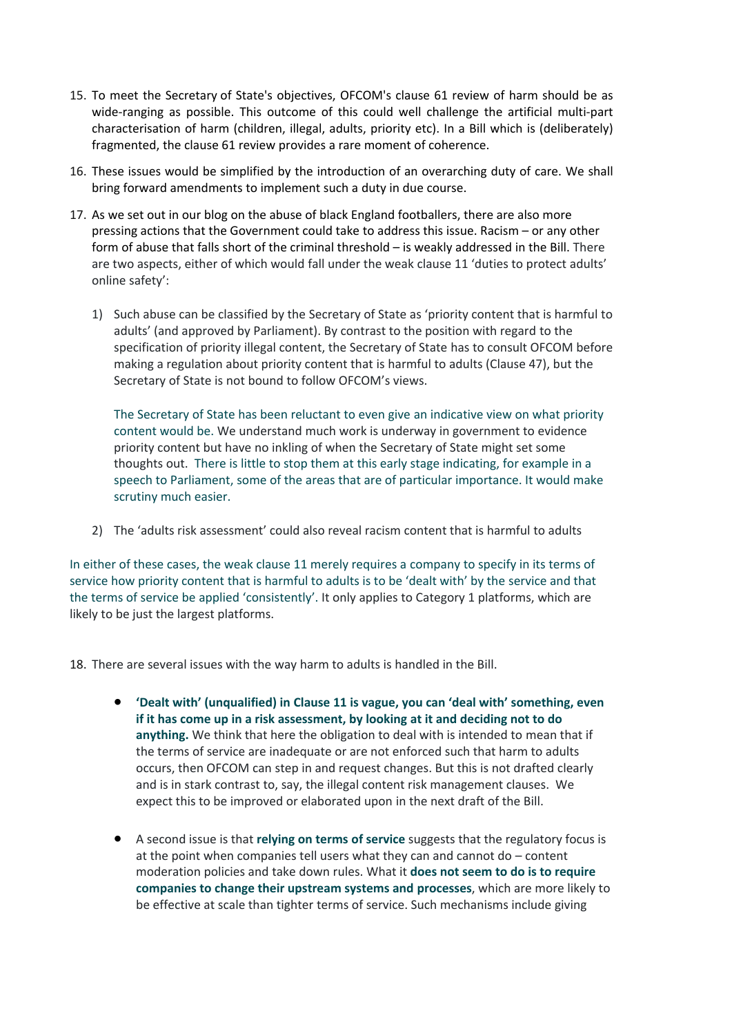15. To meet the Secretary of State's objectives, OFCOM's clause 61 review of harm should be as wide-ranging as possible. This outcome of this could well challenge the artificial multi-part characterisation of harm (children, illegal, adults, priority etc). In a Bill which is (deliberately) fragmented, the clause 61 review provides a rare moment of coherence.

16. These issues would be simplified by the introduction of an overarching duty of care. We shall bring forward amendments to implement such a duty in due course.

17. As we set out in our blog on the abuse of black England footballers, there are also more pressing actions that the Government could take to address this issue. Racism – or any other form of abuse that falls short of the criminal threshold – is weakly addressed in the Bill. There are two aspects, either of which would fall under the weak clause 11 'duties to protect adults' online safety':

    1) Such abuse can be classified by the Secretary of State as 'priority content that is harmful to adults' (and approved by Parliament). By contrast to the position with regard to the specification of priority illegal content, the Secretary of State has to consult OFCOM before making a regulation about priority content that is harmful to adults (Clause 47), but the Secretary of State is not bound to follow OFCOM's views.

       The Secretary of State has been reluctant to even give an indicative view on what priority content would be. We understand much work is underway in government to evidence priority content but have no inkling of when the Secretary of State might set some thoughts out. There is little to stop them at this early stage indicating, for example in a speech to Parliament, some of the areas that are of particular importance. It would make scrutiny much easier.

    2) The 'adults risk assessment' could also reveal racism content that is harmful to adults

In either of these cases, the weak clause 11 merely requires a company to specify in its terms of service how priority content that is harmful to adults is to be 'dealt with' by the service and that the terms of service be applied 'consistently'. It only applies to Category 1 platforms, which are likely to be just the largest platforms.

18. There are several issues with the way harm to adults is handled in the Bill.

    - **'Dealt with' (unqualified) in Clause 11 is vague, you can 'deal with' something, even if it has come up in a risk assessment, by looking at it and deciding not to do anything.** We think that here the obligation to deal with is intended to mean that if the terms of service are inadequate or are not enforced such that harm to adults occurs, then OFCOM can step in and request changes. But this is not drafted clearly and is in stark contrast to, say, the illegal content risk management clauses. We expect this to be improved or elaborated upon in the next draft of the Bill.

    - A second issue is that **relying on terms of service** suggests that the regulatory focus is at the point when companies tell users what they can and cannot do – content moderation policies and take down rules. What it **does not seem to do is to require companies to change their upstream systems and processes**, which are more likely to be effective at scale than tighter terms of service. Such mechanisms include giving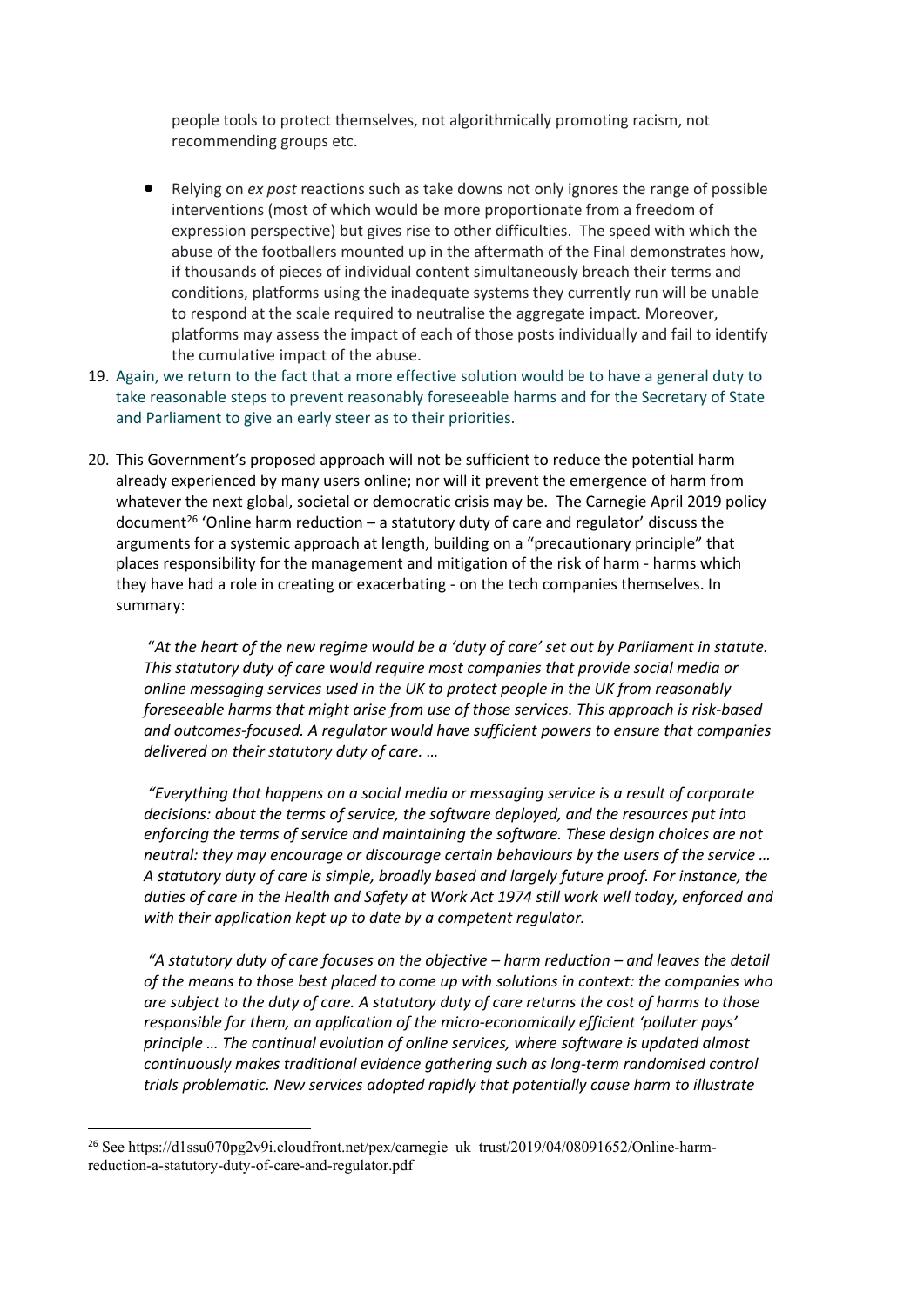people tools to protect themselves, not algorithmically promoting racism, not recommending groups etc.

- Relying on *ex post* reactions such as take downs not only ignores the range of possible interventions (most of which would be more proportionate from a freedom of expression perspective) but gives rise to other difficulties. The speed with which the abuse of the footballers mounted up in the aftermath of the Final demonstrates how, if thousands of pieces of individual content simultaneously breach their terms and conditions, platforms using the inadequate systems they currently run will be unable to respond at the scale required to neutralise the aggregate impact. Moreover, platforms may assess the impact of each of those posts individually and fail to identify the cumulative impact of the abuse.

19. Again, we return to the fact that a more effective solution would be to have a general duty to take reasonable steps to prevent reasonably foreseeable harms and for the Secretary of State and Parliament to give an early steer as to their priorities.

20. This Government's proposed approach will not be sufficient to reduce the potential harm already experienced by many users online; nor will it prevent the emergence of harm from whatever the next global, societal or democratic crisis may be. The Carnegie April 2019 policy document[26] 'Online harm reduction – a statutory duty of care and regulator' discuss the arguments for a systemic approach at length, building on a "precautionary principle" that places responsibility for the management and mitigation of the risk of harm - harms which they have had a role in creating or exacerbating - on the tech companies themselves. In summary:

> "*At the heart of the new regime would be a 'duty of care' set out by Parliament in statute. This statutory duty of care would require most companies that provide social media or online messaging services used in the UK to protect people in the UK from reasonably foreseeable harms that might arise from use of those services. This approach is risk-based and outcomes-focused. A regulator would have sufficient powers to ensure that companies delivered on their statutory duty of care. …*
>
> *"Everything that happens on a social media or messaging service is a result of corporate decisions: about the terms of service, the software deployed, and the resources put into enforcing the terms of service and maintaining the software. These design choices are not neutral: they may encourage or discourage certain behaviours by the users of the service … A statutory duty of care is simple, broadly based and largely future proof. For instance, the duties of care in the Health and Safety at Work Act 1974 still work well today, enforced and with their application kept up to date by a competent regulator.*
>
> *"A statutory duty of care focuses on the objective – harm reduction – and leaves the detail of the means to those best placed to come up with solutions in context: the companies who are subject to the duty of care. A statutory duty of care returns the cost of harms to those responsible for them, an application of the micro-economically efficient 'polluter pays' principle … The continual evolution of online services, where software is updated almost continuously makes traditional evidence gathering such as long-term randomised control trials problematic. New services adopted rapidly that potentially cause harm to illustrate*

[26] See https://d1ssu070pg2v9i.cloudfront.net/pex/carnegie_uk_trust/2019/04/08091652/Online-harm-reduction-a-statutory-duty-of-care-and-regulator.pdf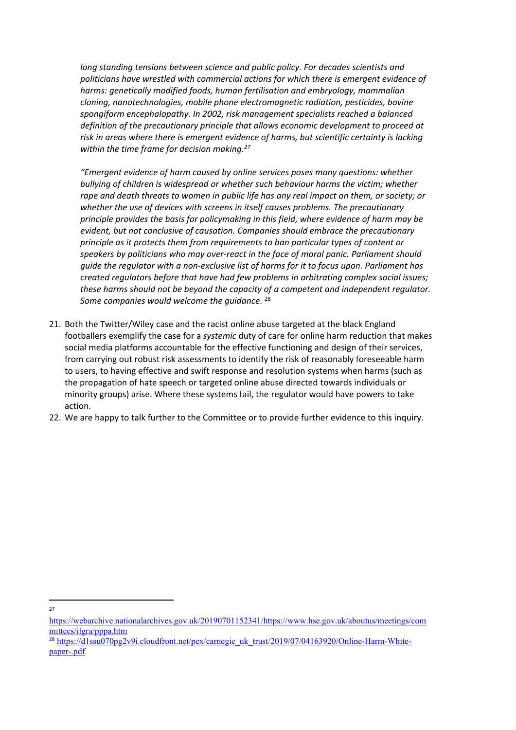*long standing tensions between science and public policy. For decades scientists and politicians have wrestled with commercial actions for which there is emergent evidence of harms: genetically modified foods, human fertilisation and embryology, mammalian cloning, nanotechnologies, mobile phone electromagnetic radiation, pesticides, bovine spongiform encephalopathy. In 2002, risk management specialists reached a balanced definition of the precautionary principle that allows economic development to proceed at risk in areas where there is emergent evidence of harms, but scientific certainty is lacking within the time frame for decision making.*[27]

*"Emergent evidence of harm caused by online services poses many questions: whether bullying of children is widespread or whether such behaviour harms the victim; whether rape and death threats to women in public life has any real impact on them, or society; or whether the use of devices with screens in itself causes problems. The precautionary principle provides the basis for policymaking in this field, where evidence of harm may be evident, but not conclusive of causation. Companies should embrace the precautionary principle as it protects them from requirements to ban particular types of content or speakers by politicians who may over-react in the face of moral panic. Parliament should guide the regulator with a non-exclusive list of harms for it to focus upon. Parliament has created regulators before that have had few problems in arbitrating complex social issues; these harms should not be beyond the capacity of a competent and independent regulator. Some companies would welcome the guidance.*[28]

21. Both the Twitter/Wiley case and the racist online abuse targeted at the black England footballers exemplify the case for a *systemic* duty of care for online harm reduction that makes social media platforms accountable for the effective functioning and design of their services, from carrying out robust risk assessments to identify the risk of reasonably foreseeable harm to users, to having effective and swift response and resolution systems when harms (such as the propagation of hate speech or targeted online abuse directed towards individuals or minority groups) arise. Where these systems fail, the regulator would have powers to take action.
22. We are happy to talk further to the Committee or to provide further evidence to this inquiry.

---

[27] https://webarchive.nationalarchives.gov.uk/20190701152341/https://www.hse.gov.uk/aboutus/meetings/committees/ilgra/pppa.htm

[28] https://d1ssu070pg2v9i.cloudfront.net/pex/carnegie_uk_trust/2019/07/04163920/Online-Harm-White-paper-.pdf